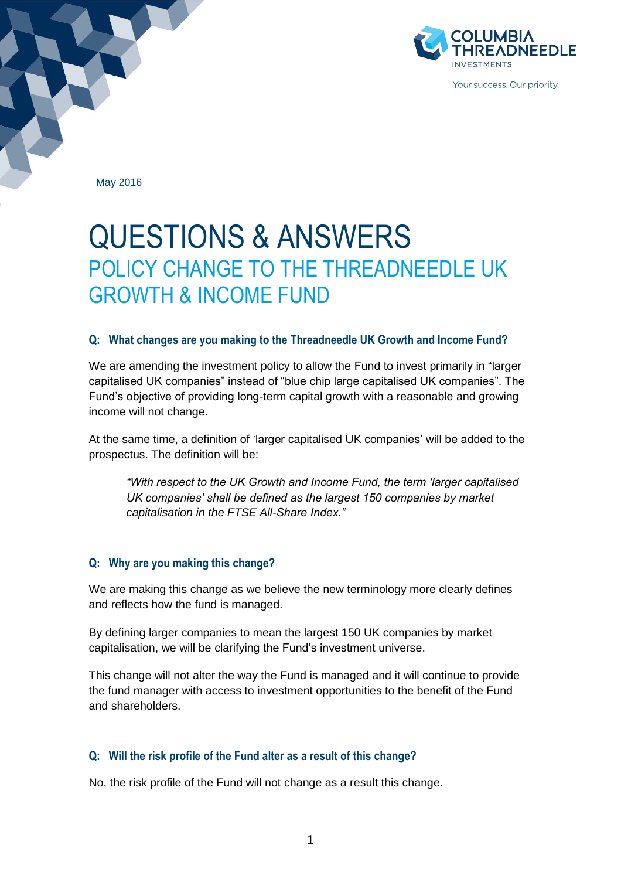COLUMBIA THREADNEEDLE INVESTMENTS

Your success. Our priority.

May 2016

# QUESTIONS & ANSWERS

## POLICY CHANGE TO THE THREADNEEDLE UK GROWTH & INCOME FUND

### Q: What changes are you making to the Threadneedle UK Growth and Income Fund?

We are amending the investment policy to allow the Fund to invest primarily in "larger capitalised UK companies" instead of "blue chip large capitalised UK companies". The Fund's objective of providing long-term capital growth with a reasonable and growing income will not change.

At the same time, a definition of 'larger capitalised UK companies' will be added to the prospectus. The definition will be:

> *"With respect to the UK Growth and Income Fund, the term 'larger capitalised UK companies' shall be defined as the largest 150 companies by market capitalisation in the FTSE All-Share Index."*

### Q: Why are you making this change?

We are making this change as we believe the new terminology more clearly defines and reflects how the fund is managed.

By defining larger companies to mean the largest 150 UK companies by market capitalisation, we will be clarifying the Fund's investment universe.

This change will not alter the way the Fund is managed and it will continue to provide the fund manager with access to investment opportunities to the benefit of the Fund and shareholders.

### Q: Will the risk profile of the Fund alter as a result of this change?

No, the risk profile of the Fund will not change as a result this change.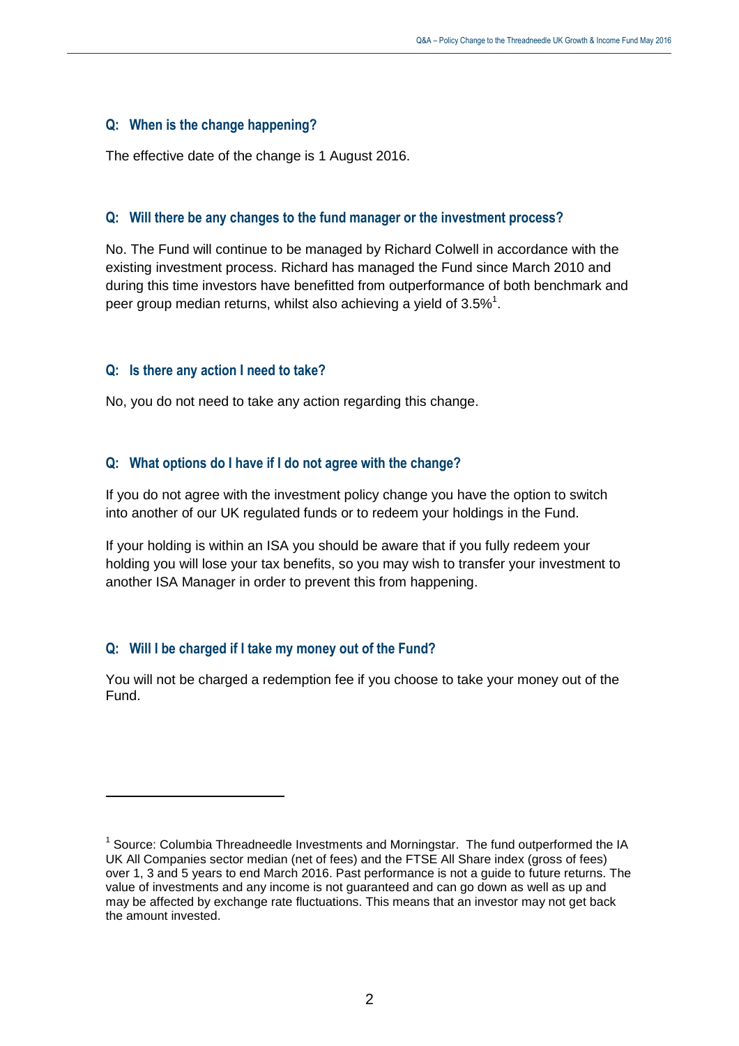### Q: When is the change happening?

The effective date of the change is 1 August 2016.

### Q: Will there be any changes to the fund manager or the investment process?

No. The Fund will continue to be managed by Richard Colwell in accordance with the existing investment process. Richard has managed the Fund since March 2010 and during this time investors have benefitted from outperformance of both benchmark and peer group median returns, whilst also achieving a yield of 3.5%[1].

### Q: Is there any action I need to take?

No, you do not need to take any action regarding this change.

### Q: What options do I have if I do not agree with the change?

If you do not agree with the investment policy change you have the option to switch into another of our UK regulated funds or to redeem your holdings in the Fund.

If your holding is within an ISA you should be aware that if you fully redeem your holding you will lose your tax benefits, so you may wish to transfer your investment to another ISA Manager in order to prevent this from happening.

### Q: Will I be charged if I take my money out of the Fund?

You will not be charged a redemption fee if you choose to take your money out of the Fund.

---

[1] Source: Columbia Threadneedle Investments and Morningstar. The fund outperformed the IA UK All Companies sector median (net of fees) and the FTSE All Share index (gross of fees) over 1, 3 and 5 years to end March 2016. Past performance is not a guide to future returns. The value of investments and any income is not guaranteed and can go down as well as up and may be affected by exchange rate fluctuations. This means that an investor may not get back the amount invested.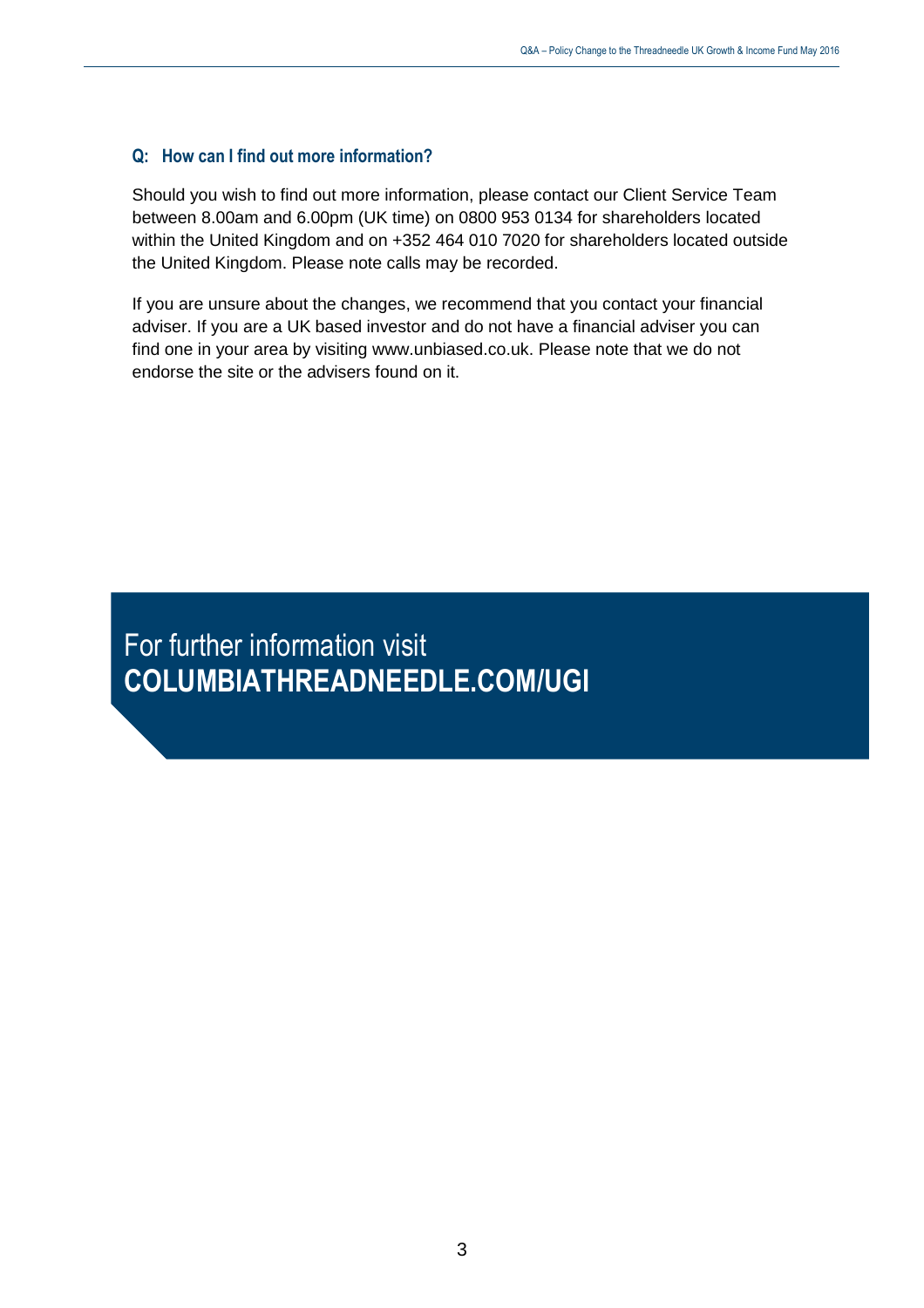### Q: How can I find out more information?

Should you wish to find out more information, please contact our Client Service Team between 8.00am and 6.00pm (UK time) on 0800 953 0134 for shareholders located within the United Kingdom and on +352 464 010 7020 for shareholders located outside the United Kingdom. Please note calls may be recorded.

If you are unsure about the changes, we recommend that you contact your financial adviser. If you are a UK based investor and do not have a financial adviser you can find one in your area by visiting www.unbiased.co.uk. Please note that we do not endorse the site or the advisers found on it.

For further information visit
**COLUMBIATHREADNEEDLE.COM/UGI**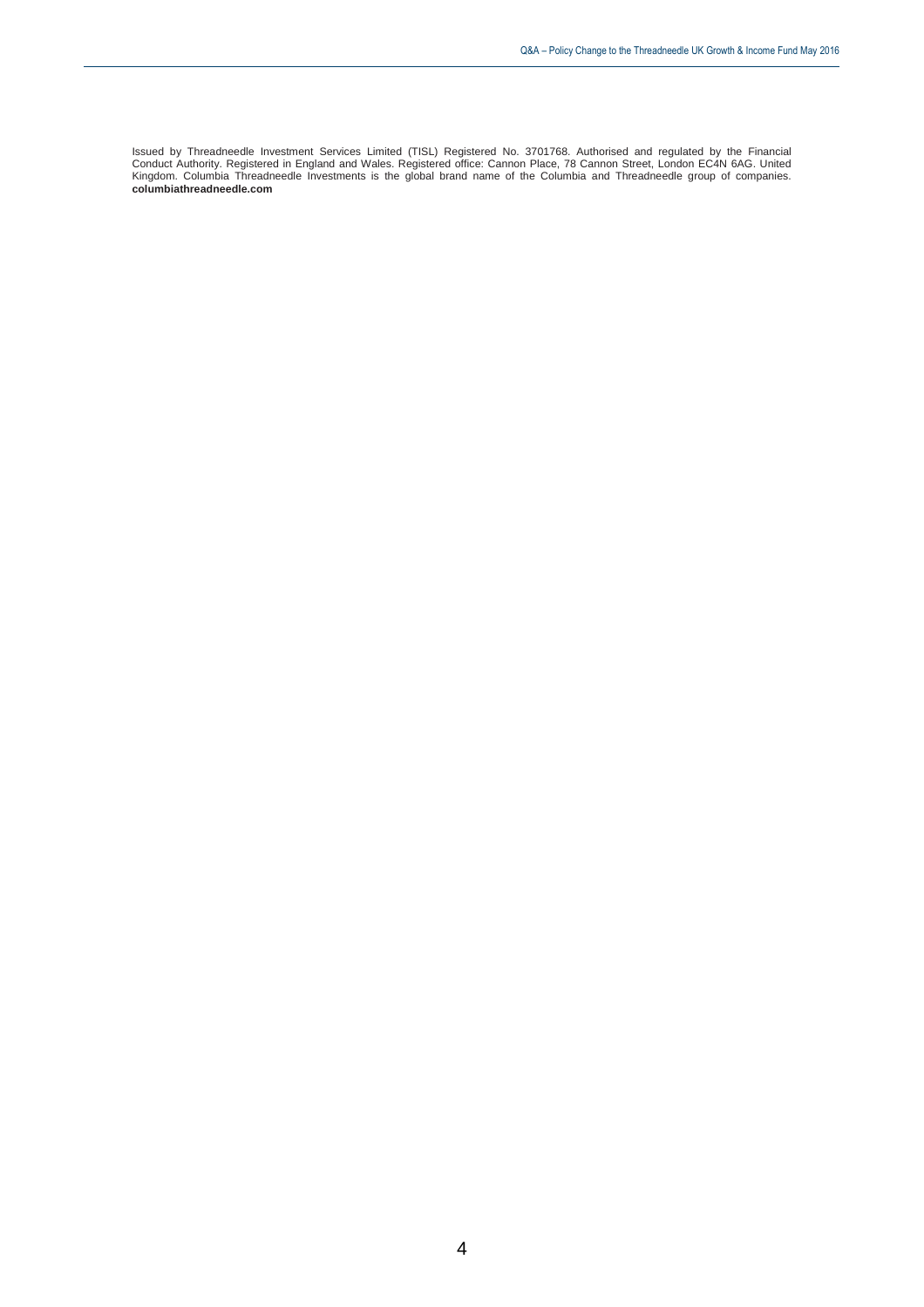Issued by Threadneedle Investment Services Limited (TISL) Registered No. 3701768. Authorised and regulated by the Financial Conduct Authority. Registered in England and Wales. Registered office: Cannon Place, 78 Cannon Street, London EC4N 6AG. United Kingdom. Columbia Threadneedle Investments is the global brand name of the Columbia and Threadneedle group of companies. **columbiathreadneedle.com**